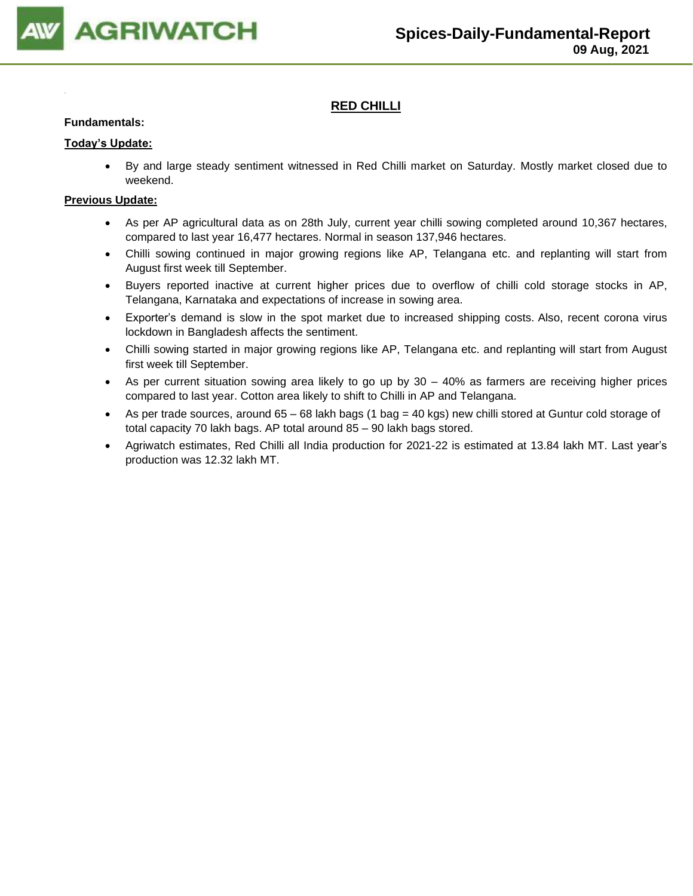# AGRIWATCH

## Spices-Daily-Fundamental-Report
**09 Aug, 2021**

## RED CHILLI

**Fundamentals:**

**Today's Update:**

- By and large steady sentiment witnessed in Red Chilli market on Saturday. Mostly market closed due to weekend.

**Previous Update:**

- As per AP agricultural data as on 28th July, current year chilli sowing completed around 10,367 hectares, compared to last year 16,477 hectares. Normal in season 137,946 hectares.
- Chilli sowing continued in major growing regions like AP, Telangana etc. and replanting will start from August first week till September.
- Buyers reported inactive at current higher prices due to overflow of chilli cold storage stocks in AP, Telangana, Karnataka and expectations of increase in sowing area.
- Exporter's demand is slow in the spot market due to increased shipping costs. Also, recent corona virus lockdown in Bangladesh affects the sentiment.
- Chilli sowing started in major growing regions like AP, Telangana etc. and replanting will start from August first week till September.
- As per current situation sowing area likely to go up by 30 – 40% as farmers are receiving higher prices compared to last year. Cotton area likely to shift to Chilli in AP and Telangana.
- As per trade sources, around 65 – 68 lakh bags (1 bag = 40 kgs) new chilli stored at Guntur cold storage of total capacity 70 lakh bags. AP total around 85 – 90 lakh bags stored.
- Agriwatch estimates, Red Chilli all India production for 2021-22 is estimated at 13.84 lakh MT. Last year's production was 12.32 lakh MT.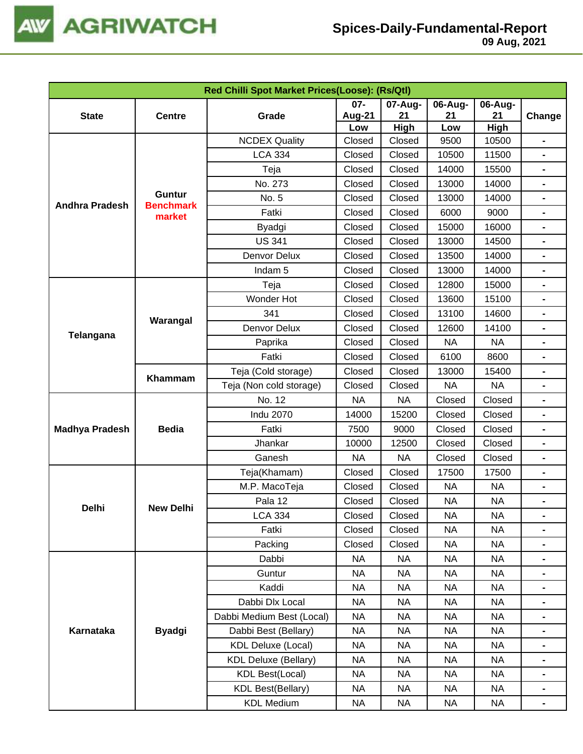| Red Chilli Spot Market Prices(Loose): (Rs/Qtl) | | | | | | | |
|---|---|---|---|---|---|---|---|
| State | Centre | Grade | 07-Aug-21 Low | 07-Aug-21 High | 06-Aug-21 Low | 06-Aug-21 High | Change |
| Andhra Pradesh | Guntur Benchmark market | NCDEX Quality | Closed | Closed | 9500 | 10500 | - |
| | | LCA 334 | Closed | Closed | 10500 | 11500 | - |
| | | Teja | Closed | Closed | 14000 | 15500 | - |
| | | No. 273 | Closed | Closed | 13000 | 14000 | - |
| | | No. 5 | Closed | Closed | 13000 | 14000 | - |
| | | Fatki | Closed | Closed | 6000 | 9000 | - |
| | | Byadgi | Closed | Closed | 15000 | 16000 | - |
| | | US 341 | Closed | Closed | 13000 | 14500 | - |
| | | Denvor Delux | Closed | Closed | 13500 | 14000 | - |
| | | Indam 5 | Closed | Closed | 13000 | 14000 | - |
| Telangana | Warangal | Teja | Closed | Closed | 12800 | 15000 | - |
| | | Wonder Hot | Closed | Closed | 13600 | 15100 | - |
| | | 341 | Closed | Closed | 13100 | 14600 | - |
| | | Denvor Delux | Closed | Closed | 12600 | 14100 | - |
| | | Paprika | Closed | Closed | NA | NA | - |
| | | Fatki | Closed | Closed | 6100 | 8600 | - |
| | Khammam | Teja (Cold storage) | Closed | Closed | 13000 | 15400 | - |
| | | Teja (Non cold storage) | Closed | Closed | NA | NA | - |
| Madhya Pradesh | Bedia | No. 12 | NA | NA | Closed | Closed | - |
| | | Indu 2070 | 14000 | 15200 | Closed | Closed | - |
| | | Fatki | 7500 | 9000 | Closed | Closed | - |
| | | Jhankar | 10000 | 12500 | Closed | Closed | - |
| | | Ganesh | NA | NA | Closed | Closed | - |
| Delhi | New Delhi | Teja(Khamam) | Closed | Closed | 17500 | 17500 | - |
| | | M.P. MacoTeja | Closed | Closed | NA | NA | - |
| | | Pala 12 | Closed | Closed | NA | NA | - |
| | | LCA 334 | Closed | Closed | NA | NA | - |
| | | Fatki | Closed | Closed | NA | NA | - |
| | | Packing | Closed | Closed | NA | NA | - |
| Karnataka | Byadgi | Dabbi | NA | NA | NA | NA | - |
| | | Guntur | NA | NA | NA | NA | - |
| | | Kaddi | NA | NA | NA | NA | - |
| | | Dabbi Dlx Local | NA | NA | NA | NA | - |
| | | Dabbi Medium Best (Local) | NA | NA | NA | NA | - |
| | | Dabbi Best (Bellary) | NA | NA | NA | NA | - |
| | | KDL Deluxe (Local) | NA | NA | NA | NA | - |
| | | KDL Deluxe (Bellary) | NA | NA | NA | NA | - |
| | | KDL Best(Local) | NA | NA | NA | NA | - |
| | | KDL Best(Bellary) | NA | NA | NA | NA | - |
| | | KDL Medium | NA | NA | NA | NA | - |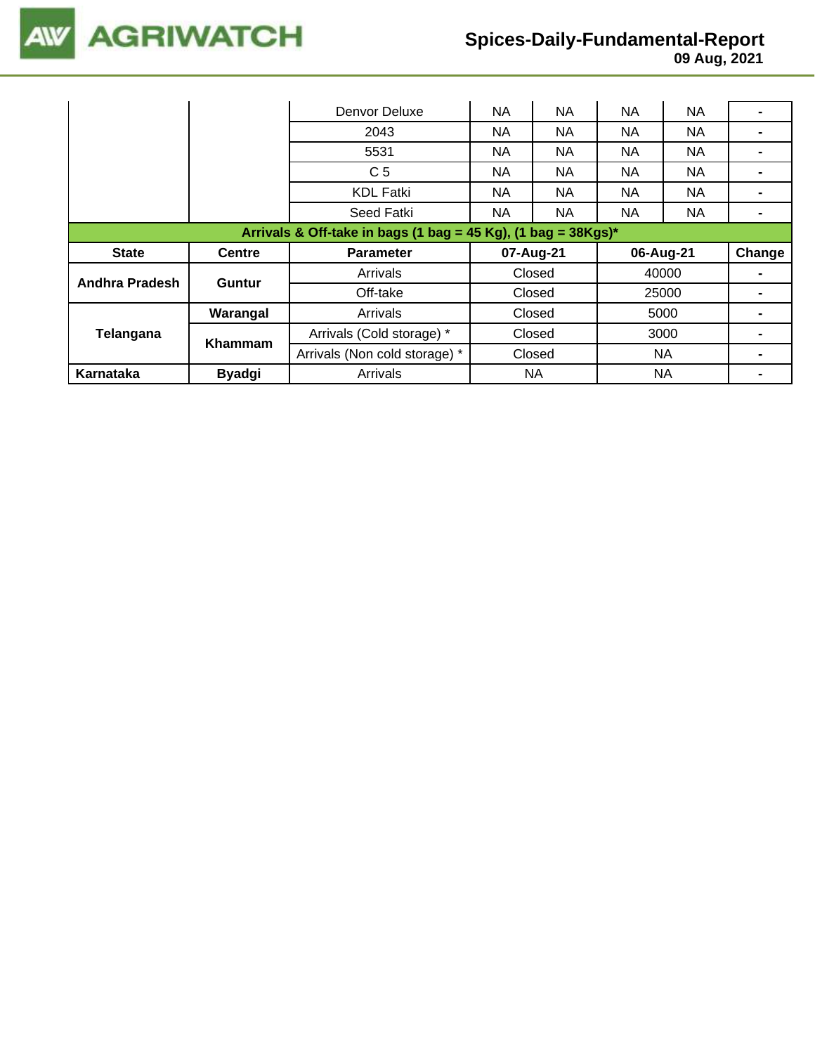|  |  | Parameter |  |  |  |  | Change |
|---|---|---|---|---|---|---|---|
|  |  | Denvor Deluxe | NA | NA | NA | NA | - |
|  |  | 2043 | NA | NA | NA | NA | - |
|  |  | 5531 | NA | NA | NA | NA | - |
|  |  | C 5 | NA | NA | NA | NA | - |
|  |  | KDL Fatki | NA | NA | NA | NA | - |
|  |  | Seed Fatki | NA | NA | NA | NA | - |

**Arrivals & Off-take in bags (1 bag = 45 Kg), (1 bag = 38Kgs)***

| State | Centre | Parameter | 07-Aug-21 | 06-Aug-21 | Change |
|---|---|---|---|---|---|
| Andhra Pradesh | Guntur | Arrivals | Closed | 40000 | - |
|  |  | Off-take | Closed | 25000 | - |
| Telangana | Warangal | Arrivals | Closed | 5000 | - |
|  | Khammam | Arrivals (Cold storage) * | Closed | 3000 | - |
|  |  | Arrivals (Non cold storage) * | Closed | NA | - |
| Karnataka | Byadgi | Arrivals | NA | NA | - |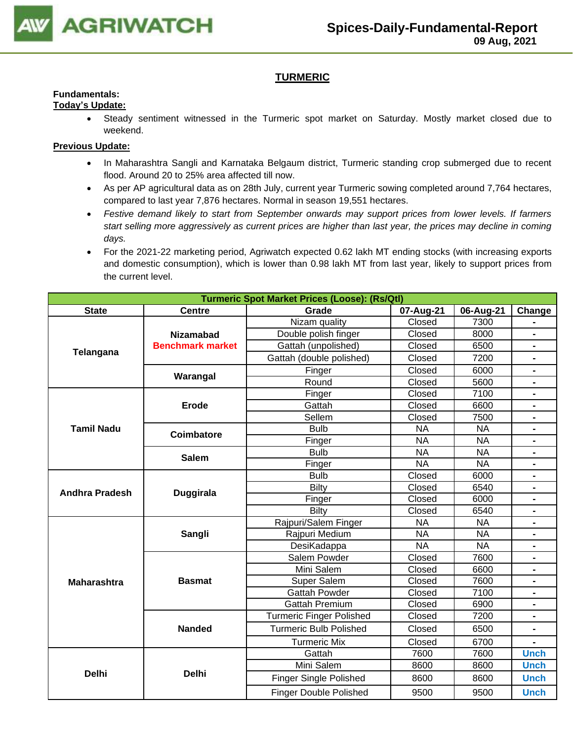## TURMERIC

**Fundamentals:**

**Today's Update:**

- Steady sentiment witnessed in the Turmeric spot market on Saturday. Mostly market closed due to weekend.

**Previous Update:**

- In Maharashtra Sangli and Karnataka Belgaum district, Turmeric standing crop submerged due to recent flood. Around 20 to 25% area affected till now.
- As per AP agricultural data as on 28th July, current year Turmeric sowing completed around 7,764 hectares, compared to last year 7,876 hectares. Normal in season 19,551 hectares.
- *Festive demand likely to start from September onwards may support prices from lower levels. If farmers start selling more aggressively as current prices are higher than last year, the prices may decline in coming days.*
- For the 2021-22 marketing period, Agriwatch expected 0.62 lakh MT ending stocks (with increasing exports and domestic consumption), which is lower than 0.98 lakh MT from last year, likely to support prices from the current level.

| Turmeric Spot Market Prices (Loose): (Rs/Qtl) | | | | | |
|---|---|---|---|---|---|
| **State** | **Centre** | **Grade** | **07-Aug-21** | **06-Aug-21** | **Change** |
| **Telangana** | **Nizamabad Benchmark market** | Nizam quality | Closed | 7300 | - |
| | | Double polish finger | Closed | 8000 | - |
| | | Gattah (unpolished) | Closed | 6500 | - |
| | | Gattah (double polished) | Closed | 7200 | - |
| | **Warangal** | Finger | Closed | 6000 | - |
| | | Round | Closed | 5600 | - |
| **Tamil Nadu** | **Erode** | Finger | Closed | 7100 | - |
| | | Gattah | Closed | 6600 | - |
| | | Sellem | Closed | 7500 | - |
| | **Coimbatore** | Bulb | NA | NA | - |
| | | Finger | NA | NA | - |
| | **Salem** | Bulb | NA | NA | - |
| | | Finger | NA | NA | - |
| **Andhra Pradesh** | **Duggirala** | Bulb | Closed | 6000 | - |
| | | Bilty | Closed | 6540 | - |
| | | Finger | Closed | 6000 | - |
| | | Bilty | Closed | 6540 | - |
| **Maharashtra** | **Sangli** | Rajpuri/Salem Finger | NA | NA | - |
| | | Rajpuri Medium | NA | NA | - |
| | | DesiKadappa | NA | NA | - |
| | **Basmat** | Salem Powder | Closed | 7600 | - |
| | | Mini Salem | Closed | 6600 | - |
| | | Super Salem | Closed | 7600 | - |
| | | Gattah Powder | Closed | 7100 | - |
| | | Gattah Premium | Closed | 6900 | - |
| | **Nanded** | Turmeric Finger Polished | Closed | 7200 | - |
| | | Turmeric Bulb Polished | Closed | 6500 | - |
| | | Turmeric Mix | Closed | 6700 | - |
| **Delhi** | **Delhi** | Gattah | 7600 | 7600 | Unch |
| | | Mini Salem | 8600 | 8600 | Unch |
| | | Finger Single Polished | 8600 | 8600 | Unch |
| | | Finger Double Polished | 9500 | 9500 | Unch |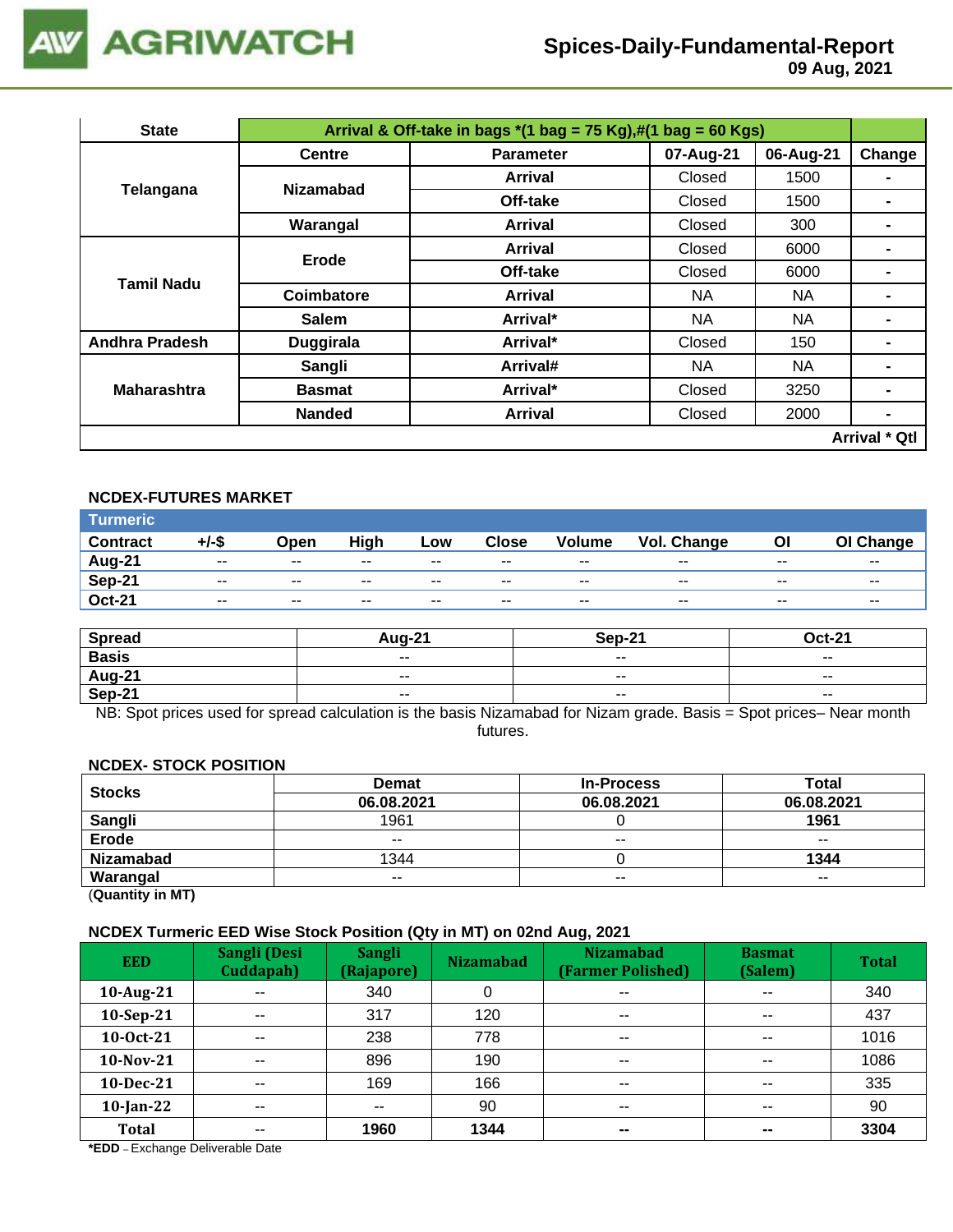# Spices-Daily-Fundamental-Report

09 Aug, 2021

| State | Arrival & Off-take in bags *(1 bag = 75 Kg),#(1 bag = 60 Kgs) | | | | |
|---|---|---|---|---|---|
| | Centre | Parameter | 07-Aug-21 | 06-Aug-21 | Change |
| Telangana | Nizamabad | Arrival | Closed | 1500 | - |
| | | Off-take | Closed | 1500 | - |
| | Warangal | Arrival | Closed | 300 | - |
| Tamil Nadu | Erode | Arrival | Closed | 6000 | - |
| | | Off-take | Closed | 6000 | - |
| | Coimbatore | Arrival | NA | NA | - |
| | Salem | Arrival* | NA | NA | - |
| Andhra Pradesh | Duggirala | Arrival* | Closed | 150 | - |
| Maharashtra | Sangli | Arrival# | NA | NA | - |
| | Basmat | Arrival* | Closed | 3250 | - |
| | Nanded | Arrival | Closed | 2000 | - |
| | | | | | Arrival * Qtl |

## NCDEX-FUTURES MARKET

**Turmeric**

| Contract | +/-$ | Open | High | Low | Close | Volume | Vol. Change | OI | OI Change |
|---|---|---|---|---|---|---|---|---|---|
| Aug-21 | -- | -- | -- | -- | -- | -- | -- | -- | -- |
| Sep-21 | -- | -- | -- | -- | -- | -- | -- | -- | -- |
| Oct-21 | -- | -- | -- | -- | -- | -- | -- | -- | -- |

| Spread | Aug-21 | Sep-21 | Oct-21 |
|---|---|---|---|
| Basis | -- | -- | -- |
| Aug-21 | -- | -- | -- |
| Sep-21 | -- | -- | -- |

NB: Spot prices used for spread calculation is the basis Nizamabad for Nizam grade. Basis = Spot prices– Near month futures.

## NCDEX- STOCK POSITION

| Stocks | Demat | In-Process | Total |
|---|---|---|---|
| | 06.08.2021 | 06.08.2021 | 06.08.2021 |
| Sangli | 1961 | 0 | **1961** |
| Erode | -- | -- | -- |
| Nizamabad | 1344 | 0 | **1344** |
| Warangal | -- | -- | -- |

(**Quantity in MT)**

## NCDEX Turmeric EED Wise Stock Position (Qty in MT) on 02nd Aug, 2021

| EED | Sangli (Desi Cuddapah) | Sangli (Rajapore) | Nizamabad | Nizamabad (Farmer Polished) | Basmat (Salem) | Total |
|---|---|---|---|---|---|---|
| 10-Aug-21 | -- | 340 | 0 | -- | -- | 340 |
| 10-Sep-21 | -- | 317 | 120 | -- | -- | 437 |
| 10-Oct-21 | -- | 238 | 778 | -- | -- | 1016 |
| 10-Nov-21 | -- | 896 | 190 | -- | -- | 1086 |
| 10-Dec-21 | -- | 169 | 166 | -- | -- | 335 |
| 10-Jan-22 | -- | -- | 90 | -- | -- | 90 |
| **Total** | -- | **1960** | **1344** | **--** | **--** | **3304** |

***EDD** – Exchange Deliverable Date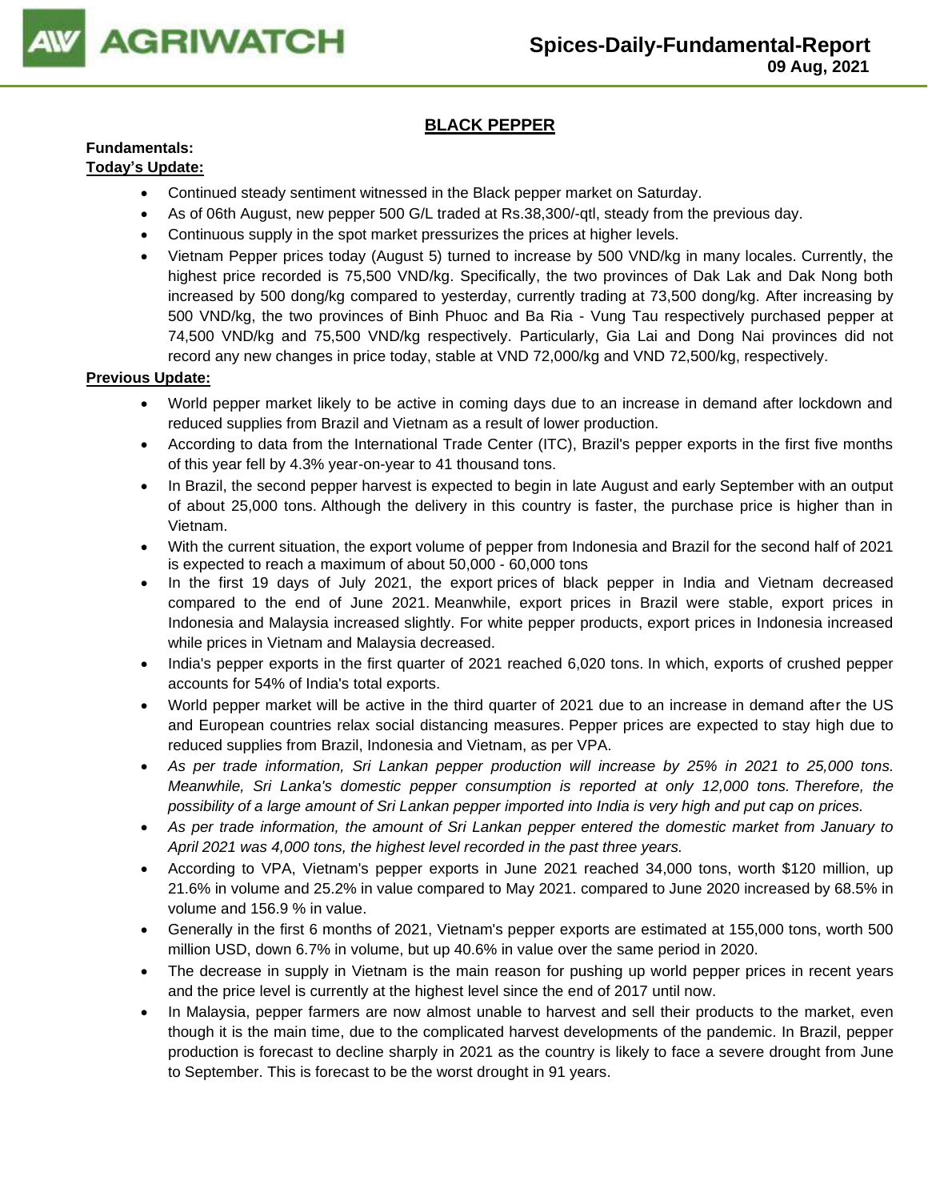## BLACK PEPPER

**Fundamentals:**

**Today's Update:**

- Continued steady sentiment witnessed in the Black pepper market on Saturday.
- As of 06th August, new pepper 500 G/L traded at Rs.38,300/-qtl, steady from the previous day.
- Continuous supply in the spot market pressurizes the prices at higher levels.
- Vietnam Pepper prices today (August 5) turned to increase by 500 VND/kg in many locales. Currently, the highest price recorded is 75,500 VND/kg. Specifically, the two provinces of Dak Lak and Dak Nong both increased by 500 dong/kg compared to yesterday, currently trading at 73,500 dong/kg. After increasing by 500 VND/kg, the two provinces of Binh Phuoc and Ba Ria - Vung Tau respectively purchased pepper at 74,500 VND/kg and 75,500 VND/kg respectively. Particularly, Gia Lai and Dong Nai provinces did not record any new changes in price today, stable at VND 72,000/kg and VND 72,500/kg, respectively.

**Previous Update:**

- World pepper market likely to be active in coming days due to an increase in demand after lockdown and reduced supplies from Brazil and Vietnam as a result of lower production.
- According to data from the International Trade Center (ITC), Brazil's pepper exports in the first five months of this year fell by 4.3% year-on-year to 41 thousand tons.
- In Brazil, the second pepper harvest is expected to begin in late August and early September with an output of about 25,000 tons. Although the delivery in this country is faster, the purchase price is higher than in Vietnam.
- With the current situation, the export volume of pepper from Indonesia and Brazil for the second half of 2021 is expected to reach a maximum of about 50,000 - 60,000 tons
- In the first 19 days of July 2021, the export prices of black pepper in India and Vietnam decreased compared to the end of June 2021. Meanwhile, export prices in Brazil were stable, export prices in Indonesia and Malaysia increased slightly. For white pepper products, export prices in Indonesia increased while prices in Vietnam and Malaysia decreased.
- India's pepper exports in the first quarter of 2021 reached 6,020 tons. In which, exports of crushed pepper accounts for 54% of India's total exports.
- World pepper market will be active in the third quarter of 2021 due to an increase in demand after the US and European countries relax social distancing measures. Pepper prices are expected to stay high due to reduced supplies from Brazil, Indonesia and Vietnam, as per VPA.
- *As per trade information, Sri Lankan pepper production will increase by 25% in 2021 to 25,000 tons. Meanwhile, Sri Lanka's domestic pepper consumption is reported at only 12,000 tons. Therefore, the possibility of a large amount of Sri Lankan pepper imported into India is very high and put cap on prices.*
- *As per trade information, the amount of Sri Lankan pepper entered the domestic market from January to April 2021 was 4,000 tons, the highest level recorded in the past three years.*
- According to VPA, Vietnam's pepper exports in June 2021 reached 34,000 tons, worth $120 million, up 21.6% in volume and 25.2% in value compared to May 2021. compared to June 2020 increased by 68.5% in volume and 156.9 % in value.
- Generally in the first 6 months of 2021, Vietnam's pepper exports are estimated at 155,000 tons, worth 500 million USD, down 6.7% in volume, but up 40.6% in value over the same period in 2020.
- The decrease in supply in Vietnam is the main reason for pushing up world pepper prices in recent years and the price level is currently at the highest level since the end of 2017 until now.
- In Malaysia, pepper farmers are now almost unable to harvest and sell their products to the market, even though it is the main time, due to the complicated harvest developments of the pandemic. In Brazil, pepper production is forecast to decline sharply in 2021 as the country is likely to face a severe drought from June to September. This is forecast to be the worst drought in 91 years.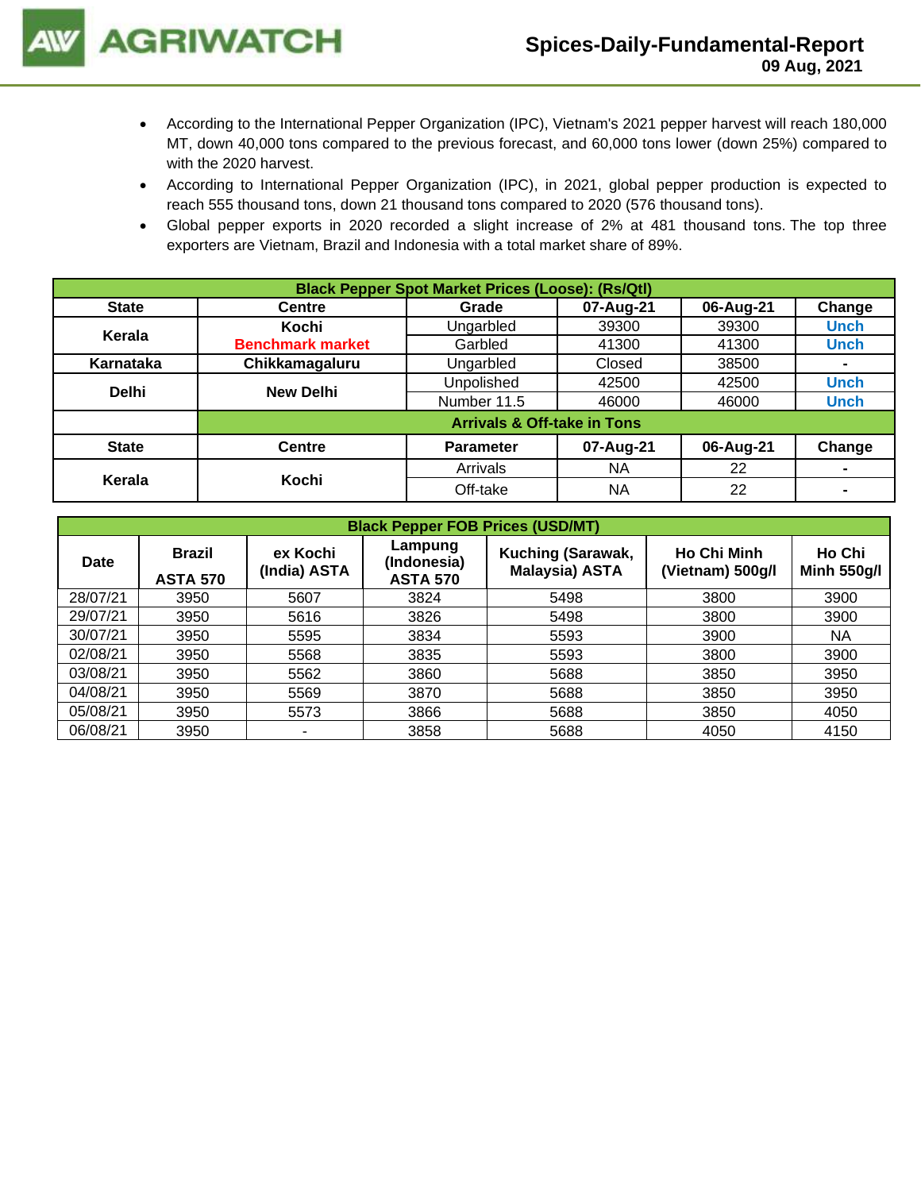- According to the International Pepper Organization (IPC), Vietnam's 2021 pepper harvest will reach 180,000 MT, down 40,000 tons compared to the previous forecast, and 60,000 tons lower (down 25%) compared to with the 2020 harvest.
- According to International Pepper Organization (IPC), in 2021, global pepper production is expected to reach 555 thousand tons, down 21 thousand tons compared to 2020 (576 thousand tons).
- Global pepper exports in 2020 recorded a slight increase of 2% at 481 thousand tons. The top three exporters are Vietnam, Brazil and Indonesia with a total market share of 89%.

| Black Pepper Spot Market Prices (Loose): (Rs/Qtl) | | | | | |
|---|---|---|---|---|---|
| **State** | **Centre** | **Grade** | **07-Aug-21** | **06-Aug-21** | **Change** |
| **Kerala** | **Kochi** **Benchmark market** | Ungarbled | 39300 | 39300 | Unch |
| | | Garbled | 41300 | 41300 | Unch |
| **Karnataka** | **Chikkamagaluru** | Ungarbled | Closed | 38500 | - |
| **Delhi** | **New Delhi** | Unpolished | 42500 | 42500 | Unch |
| | | Number 11.5 | 46000 | 46000 | Unch |
| | **Arrivals & Off-take in Tons** | | | | |
| **State** | **Centre** | **Parameter** | **07-Aug-21** | **06-Aug-21** | **Change** |
| **Kerala** | **Kochi** | Arrivals | NA | 22 | - |
| | | Off-take | NA | 22 | - |

| Black Pepper FOB Prices (USD/MT) | | | | | | |
|---|---|---|---|---|---|---|
| **Date** | **Brazil ASTA 570** | **ex Kochi (India) ASTA** | **Lampung (Indonesia) ASTA 570** | **Kuching (Sarawak, Malaysia) ASTA** | **Ho Chi Minh (Vietnam) 500g/l** | **Ho Chi Minh 550g/l** |
| 28/07/21 | 3950 | 5607 | 3824 | 5498 | 3800 | 3900 |
| 29/07/21 | 3950 | 5616 | 3826 | 5498 | 3800 | 3900 |
| 30/07/21 | 3950 | 5595 | 3834 | 5593 | 3900 | NA |
| 02/08/21 | 3950 | 5568 | 3835 | 5593 | 3800 | 3900 |
| 03/08/21 | 3950 | 5562 | 3860 | 5688 | 3850 | 3950 |
| 04/08/21 | 3950 | 5569 | 3870 | 5688 | 3850 | 3950 |
| 05/08/21 | 3950 | 5573 | 3866 | 5688 | 3850 | 4050 |
| 06/08/21 | 3950 | - | 3858 | 5688 | 4050 | 4150 |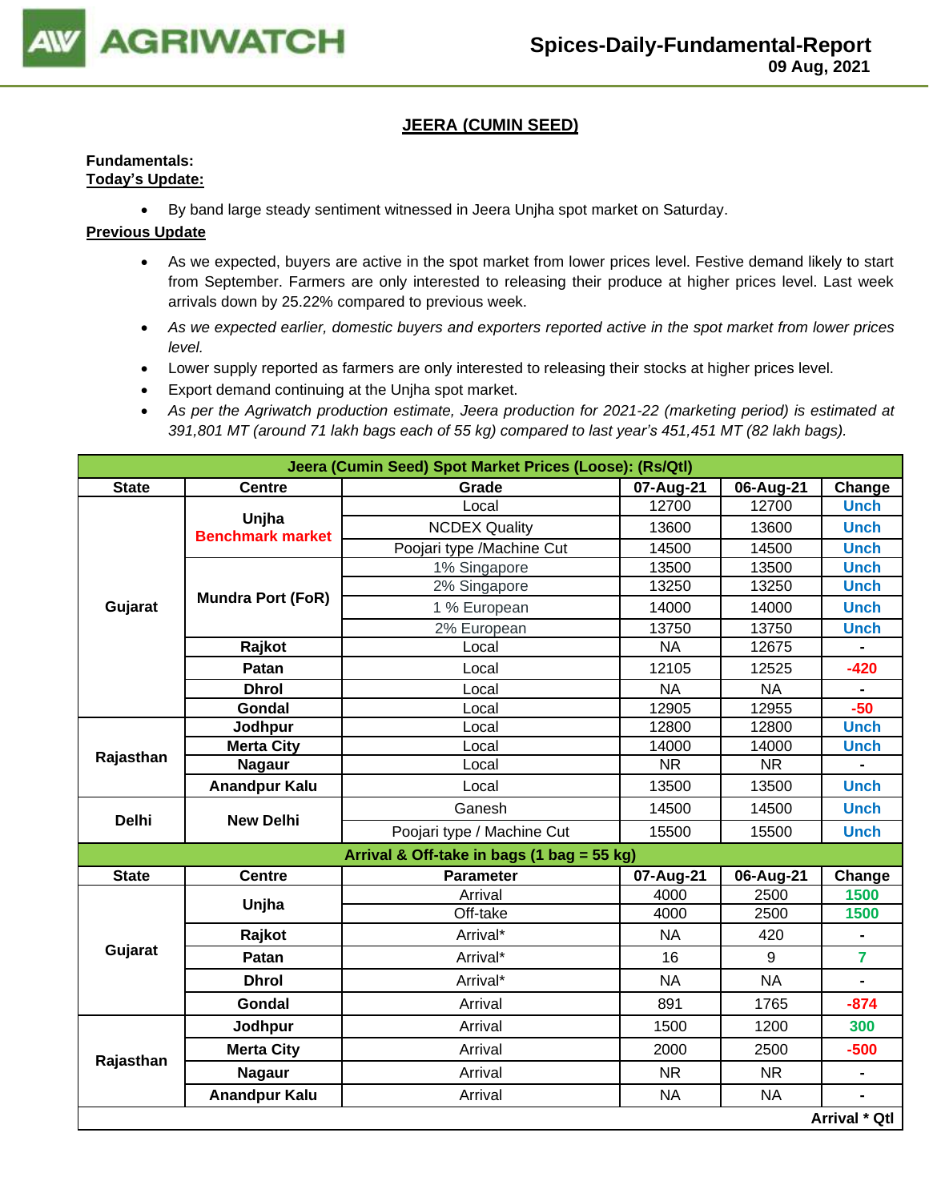## JEERA (CUMIN SEED)

**Fundamentals:**
**Today's Update:**

- By band large steady sentiment witnessed in Jeera Unjha spot market on Saturday.

**Previous Update**

- As we expected, buyers are active in the spot market from lower prices level. Festive demand likely to start from September. Farmers are only interested to releasing their produce at higher prices level. Last week arrivals down by 25.22% compared to previous week.
- *As we expected earlier, domestic buyers and exporters reported active in the spot market from lower prices level.*
- Lower supply reported as farmers are only interested to releasing their stocks at higher prices level.
- Export demand continuing at the Unjha spot market.
- *As per the Agriwatch production estimate, Jeera production for 2021-22 (marketing period) is estimated at 391,801 MT (around 71 lakh bags each of 55 kg) compared to last year's 451,451 MT (82 lakh bags).*

| Jeera (Cumin Seed) Spot Market Prices (Loose): (Rs/Qtl) | | | | | |
|---|---|---|---|---|---|
| **State** | **Centre** | **Grade** | **07-Aug-21** | **06-Aug-21** | **Change** |
| Gujarat | Unjha Benchmark market | Local | 12700 | 12700 | Unch |
| | | NCDEX Quality | 13600 | 13600 | Unch |
| | | Poojari type /Machine Cut | 14500 | 14500 | Unch |
| | Mundra Port (FoR) | 1% Singapore | 13500 | 13500 | Unch |
| | | 2% Singapore | 13250 | 13250 | Unch |
| | | 1 % European | 14000 | 14000 | Unch |
| | | 2% European | 13750 | 13750 | Unch |
| | Rajkot | Local | NA | 12675 | - |
| | Patan | Local | 12105 | 12525 | -420 |
| | Dhrol | Local | NA | NA | - |
| | Gondal | Local | 12905 | 12955 | -50 |
| Rajasthan | Jodhpur | Local | 12800 | 12800 | Unch |
| | Merta City | Local | 14000 | 14000 | Unch |
| | Nagaur | Local | NR | NR | - |
| | Anandpur Kalu | Local | 13500 | 13500 | Unch |
| Delhi | New Delhi | Ganesh | 14500 | 14500 | Unch |
| | | Poojari type / Machine Cut | 15500 | 15500 | Unch |
| **Arrival & Off-take in bags (1 bag = 55 kg)** | | | | | |
| **State** | **Centre** | **Parameter** | **07-Aug-21** | **06-Aug-21** | **Change** |
| Gujarat | Unjha | Arrival | 4000 | 2500 | 1500 |
| | | Off-take | 4000 | 2500 | 1500 |
| | Rajkot | Arrival* | NA | 420 | - |
| | Patan | Arrival* | 16 | 9 | 7 |
| | Dhrol | Arrival* | NA | NA | - |
| | Gondal | Arrival | 891 | 1765 | -874 |
| Rajasthan | Jodhpur | Arrival | 1500 | 1200 | 300 |
| | Merta City | Arrival | 2000 | 2500 | -500 |
| | Nagaur | Arrival | NR | NR | - |
| | Anandpur Kalu | Arrival | NA | NA | - |
| | | | | | **Arrival * Qtl** |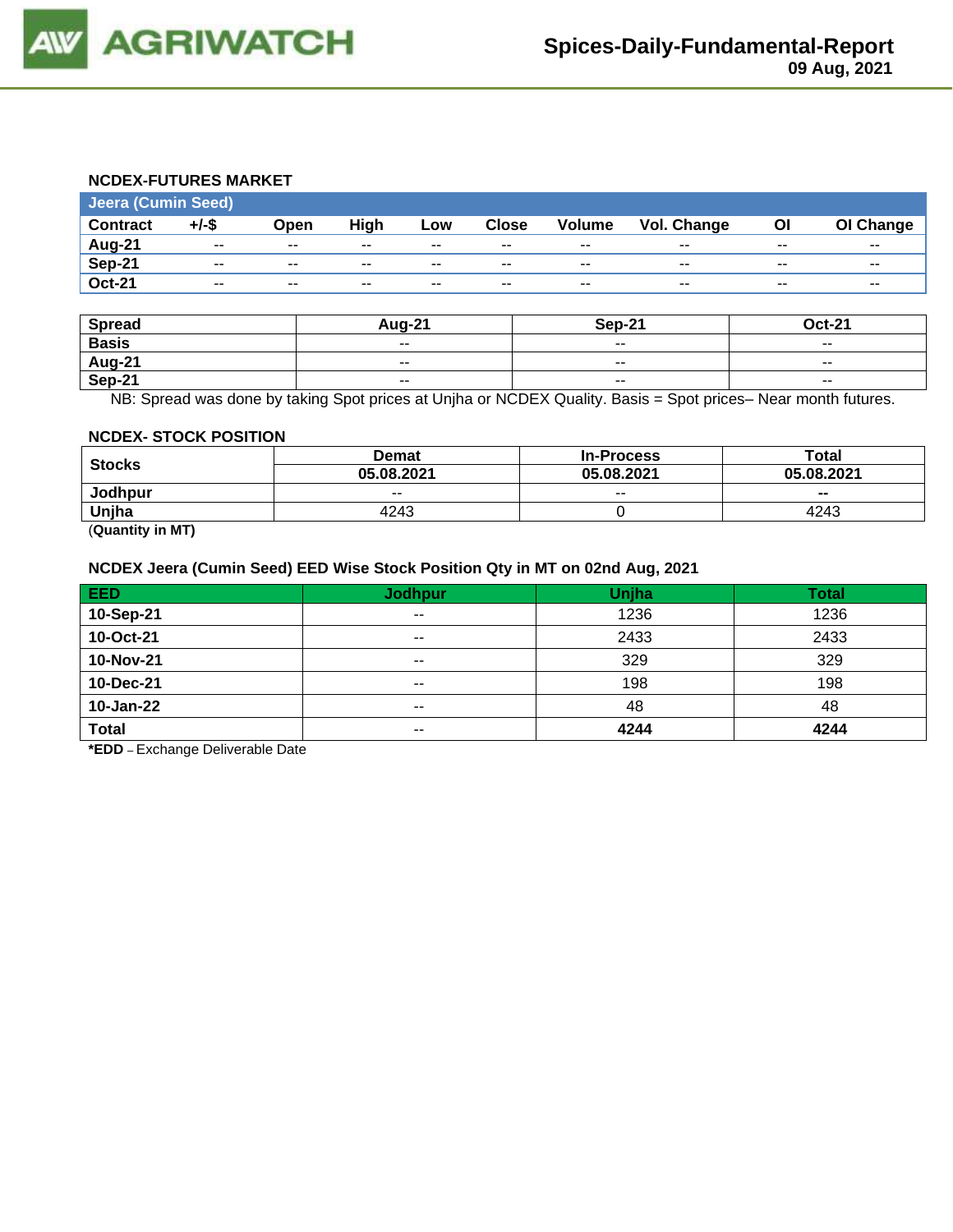### NCDEX-FUTURES MARKET

| Jeera (Cumin Seed) | | | | | | | | | |
|---|---|---|---|---|---|---|---|---|---|
| Contract | +/-$ | Open | High | Low | Close | Volume | Vol. Change | OI | OI Change |
| Aug-21 | -- | -- | -- | -- | -- | -- | -- | -- | -- |
| Sep-21 | -- | -- | -- | -- | -- | -- | -- | -- | -- |
| Oct-21 | -- | -- | -- | -- | -- | -- | -- | -- | -- |

| Spread | Aug-21 | Sep-21 | Oct-21 |
|---|---|---|---|
| Basis | -- | -- | -- |
| Aug-21 | -- | -- | -- |
| Sep-21 | -- | -- | -- |

NB: Spread was done by taking Spot prices at Unjha or NCDEX Quality. Basis = Spot prices– Near month futures.

### NCDEX- STOCK POSITION

| Stocks | Demat | In-Process | Total |
|---|---|---|---|
| | 05.08.2021 | 05.08.2021 | 05.08.2021 |
| Jodhpur | -- | -- | -- |
| Unjha | 4243 | 0 | 4243 |

(**Quantity in MT)**

### NCDEX Jeera (Cumin Seed) EED Wise Stock Position Qty in MT on 02nd Aug, 2021

| EED | Jodhpur | Unjha | Total |
|---|---|---|---|
| 10-Sep-21 | -- | 1236 | 1236 |
| 10-Oct-21 | -- | 2433 | 2433 |
| 10-Nov-21 | -- | 329 | 329 |
| 10-Dec-21 | -- | 198 | 198 |
| 10-Jan-22 | -- | 48 | 48 |
| **Total** | -- | **4244** | **4244** |

***EDD** – Exchange Deliverable Date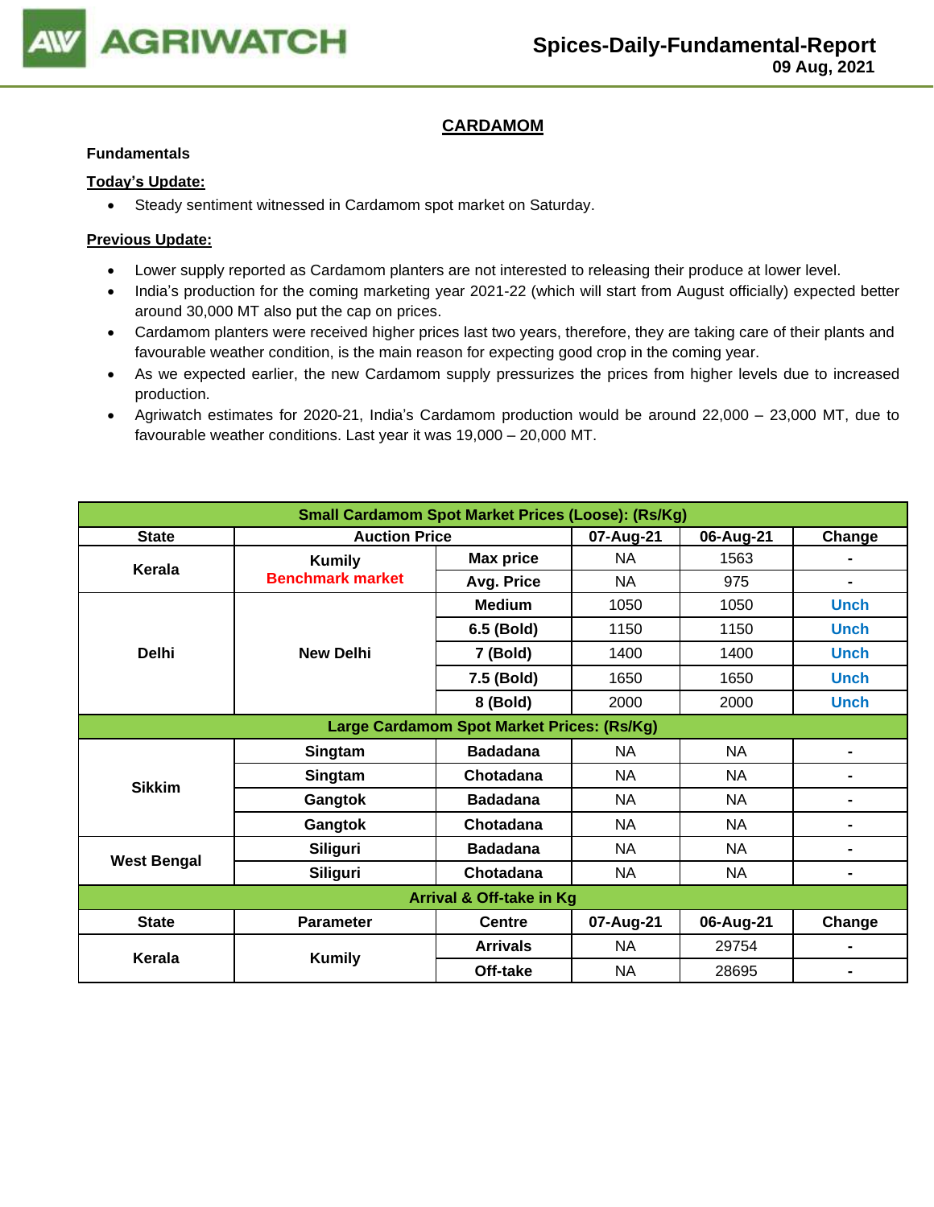## CARDAMOM

**Fundamentals**

**Today's Update:**

- Steady sentiment witnessed in Cardamom spot market on Saturday.

**Previous Update:**

- Lower supply reported as Cardamom planters are not interested to releasing their produce at lower level.
- India's production for the coming marketing year 2021-22 (which will start from August officially) expected better around 30,000 MT also put the cap on prices.
- Cardamom planters were received higher prices last two years, therefore, they are taking care of their plants and favourable weather condition, is the main reason for expecting good crop in the coming year.
- As we expected earlier, the new Cardamom supply pressurizes the prices from higher levels due to increased production.
- Agriwatch estimates for 2020-21, India's Cardamom production would be around 22,000 – 23,000 MT, due to favourable weather conditions. Last year it was 19,000 – 20,000 MT.

| Small Cardamom Spot Market Prices (Loose): (Rs/Kg) | | | | | |
|---|---|---|---|---|---|
| **State** | **Auction Price** | | **07-Aug-21** | **06-Aug-21** | **Change** |
| **Kerala** | **Kumily** **Benchmark market** | **Max price** | NA | 1563 | - |
| | | **Avg. Price** | NA | 975 | - |
| **Delhi** | **New Delhi** | **Medium** | 1050 | 1050 | Unch |
| | | **6.5 (Bold)** | 1150 | 1150 | Unch |
| | | **7 (Bold)** | 1400 | 1400 | Unch |
| | | **7.5 (Bold)** | 1650 | 1650 | Unch |
| | | **8 (Bold)** | 2000 | 2000 | Unch |
| **Large Cardamom Spot Market Prices: (Rs/Kg)** | | | | | |
| **Sikkim** | **Singtam** | **Badadana** | NA | NA | - |
| | **Singtam** | **Chotadana** | NA | NA | - |
| | **Gangtok** | **Badadana** | NA | NA | - |
| | **Gangtok** | **Chotadana** | NA | NA | - |
| **West Bengal** | **Siliguri** | **Badadana** | NA | NA | - |
| | **Siliguri** | **Chotadana** | NA | NA | - |
| **Arrival & Off-take in Kg** | | | | | |
| **State** | **Parameter** | **Centre** | **07-Aug-21** | **06-Aug-21** | **Change** |
| **Kerala** | **Kumily** | **Arrivals** | NA | 29754 | - |
| | | **Off-take** | NA | 28695 | - |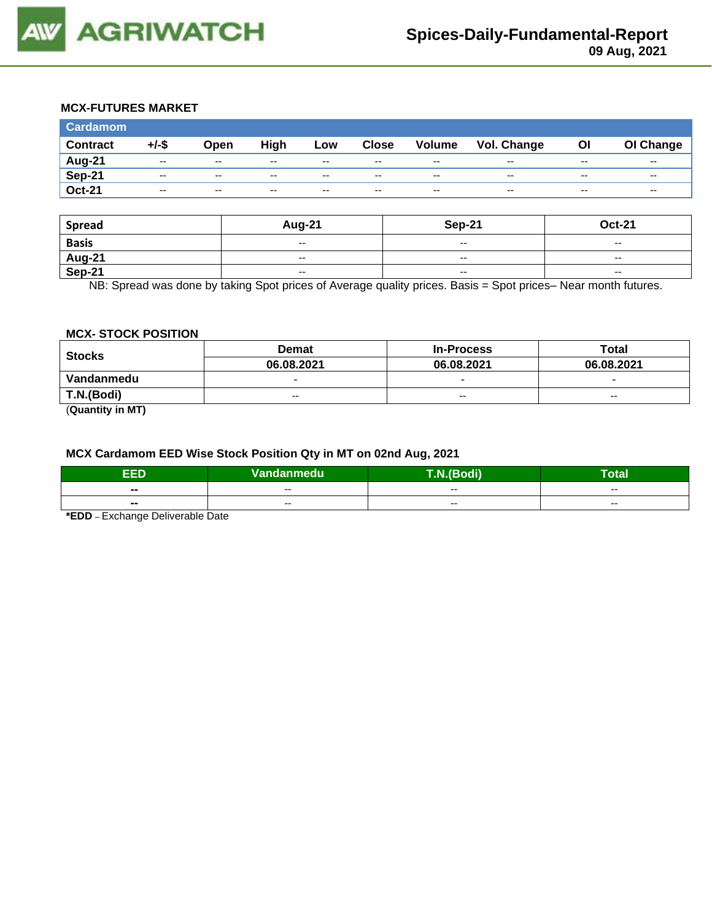## MCX-FUTURES MARKET

| Cardamom | | | | | | | | | |
|---|---|---|---|---|---|---|---|---|---|
| Contract | +/-$ | Open | High | Low | Close | Volume | Vol. Change | OI | OI Change |
| Aug-21 | -- | -- | -- | -- | -- | -- | -- | -- | -- |
| Sep-21 | -- | -- | -- | -- | -- | -- | -- | -- | -- |
| Oct-21 | -- | -- | -- | -- | -- | -- | -- | -- | -- |

| Spread | Aug-21 | Sep-21 | Oct-21 |
|---|---|---|---|
| Basis | -- | -- | -- |
| Aug-21 | -- | -- | -- |
| Sep-21 | -- | -- | -- |

NB: Spread was done by taking Spot prices of Average quality prices. Basis = Spot prices– Near month futures.

## MCX- STOCK POSITION

| Stocks | Demat | In-Process | Total |
|---|---|---|---|
| | 06.08.2021 | 06.08.2021 | 06.08.2021 |
| Vandanmedu | - | - | - |
| T.N.(Bodi) | -- | -- | -- |

(**Quantity in MT**)

## MCX Cardamom EED Wise Stock Position Qty in MT on 02nd Aug, 2021

| EED | Vandanmedu | T.N.(Bodi) | Total |
|---|---|---|---|
| -- | -- | -- | -- |
| -- | -- | -- | -- |

***EDD** – Exchange Deliverable Date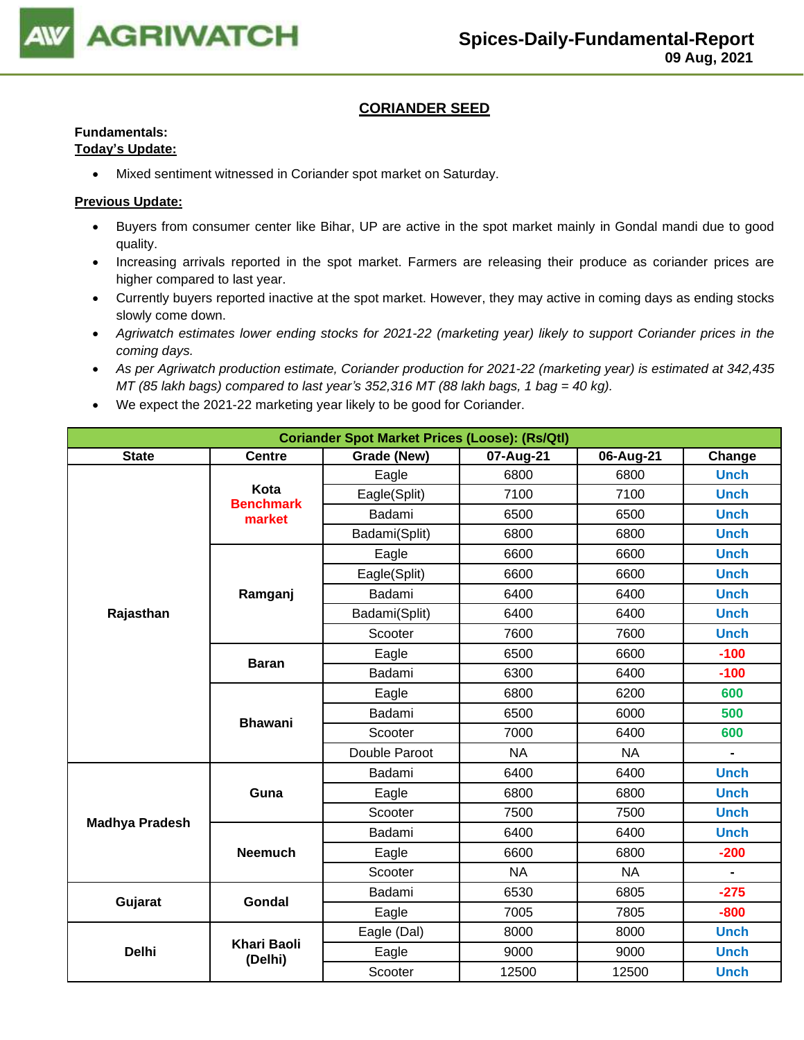## CORIANDER SEED

**Fundamentals:**

**Today's Update:**

- Mixed sentiment witnessed in Coriander spot market on Saturday.

**Previous Update:**

- Buyers from consumer center like Bihar, UP are active in the spot market mainly in Gondal mandi due to good quality.
- Increasing arrivals reported in the spot market. Farmers are releasing their produce as coriander prices are higher compared to last year.
- Currently buyers reported inactive at the spot market. However, they may active in coming days as ending stocks slowly come down.
- *Agriwatch estimates lower ending stocks for 2021-22 (marketing year) likely to support Coriander prices in the coming days.*
- *As per Agriwatch production estimate, Coriander production for 2021-22 (marketing year) is estimated at 342,435 MT (85 lakh bags) compared to last year's 352,316 MT (88 lakh bags, 1 bag = 40 kg).*
- We expect the 2021-22 marketing year likely to be good for Coriander.

| Coriander Spot Market Prices (Loose): (Rs/Qtl) | | | | | |
|---|---|---|---|---|---|
| **State** | **Centre** | **Grade (New)** | **07-Aug-21** | **06-Aug-21** | **Change** |
| Rajasthan | Kota Benchmark market | Eagle | 6800 | 6800 | Unch |
| | | Eagle(Split) | 7100 | 7100 | Unch |
| | | Badami | 6500 | 6500 | Unch |
| | | Badami(Split) | 6800 | 6800 | Unch |
| | Ramganj | Eagle | 6600 | 6600 | Unch |
| | | Eagle(Split) | 6600 | 6600 | Unch |
| | | Badami | 6400 | 6400 | Unch |
| | | Badami(Split) | 6400 | 6400 | Unch |
| | | Scooter | 7600 | 7600 | Unch |
| | Baran | Eagle | 6500 | 6600 | -100 |
| | | Badami | 6300 | 6400 | -100 |
| | Bhawani | Eagle | 6800 | 6200 | 600 |
| | | Badami | 6500 | 6000 | 500 |
| | | Scooter | 7000 | 6400 | 600 |
| | | Double Paroot | NA | NA | - |
| Madhya Pradesh | Guna | Badami | 6400 | 6400 | Unch |
| | | Eagle | 6800 | 6800 | Unch |
| | | Scooter | 7500 | 7500 | Unch |
| | Neemuch | Badami | 6400 | 6400 | Unch |
| | | Eagle | 6600 | 6800 | -200 |
| | | Scooter | NA | NA | - |
| Gujarat | Gondal | Badami | 6530 | 6805 | -275 |
| | | Eagle | 7005 | 7805 | -800 |
| Delhi | Khari Baoli (Delhi) | Eagle (Dal) | 8000 | 8000 | Unch |
| | | Eagle | 9000 | 9000 | Unch |
| | | Scooter | 12500 | 12500 | Unch |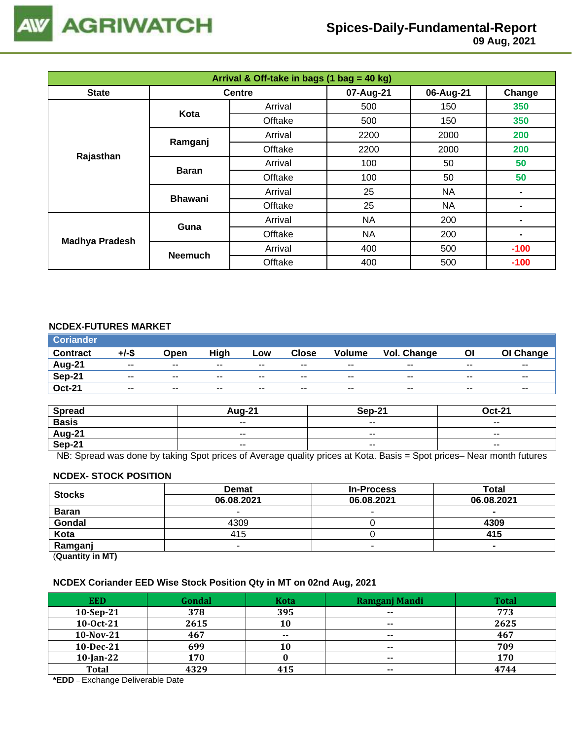| Arrival & Off-take in bags (1 bag = 40 kg) | | | | | |
|---|---|---|---|---|---|
| State | Centre | | 07-Aug-21 | 06-Aug-21 | Change |
| Rajasthan | Kota | Arrival | 500 | 150 | 350 |
| | | Offtake | 500 | 150 | 350 |
| | Ramganj | Arrival | 2200 | 2000 | 200 |
| | | Offtake | 2200 | 2000 | 200 |
| | Baran | Arrival | 100 | 50 | 50 |
| | | Offtake | 100 | 50 | 50 |
| | Bhawani | Arrival | 25 | NA | - |
| | | Offtake | 25 | NA | - |
| Madhya Pradesh | Guna | Arrival | NA | 200 | - |
| | | Offtake | NA | 200 | - |
| | Neemuch | Arrival | 400 | 500 | -100 |
| | | Offtake | 400 | 500 | -100 |

### NCDEX-FUTURES MARKET

| Coriander | | | | | | | | | |
|---|---|---|---|---|---|---|---|---|---|
| Contract | +/-$ | Open | High | Low | Close | Volume | Vol. Change | OI | OI Change |
| Aug-21 | -- | -- | -- | -- | -- | -- | -- | -- | -- |
| Sep-21 | -- | -- | -- | -- | -- | -- | -- | -- | -- |
| Oct-21 | -- | -- | -- | -- | -- | -- | -- | -- | -- |

| Spread | Aug-21 | Sep-21 | Oct-21 |
|---|---|---|---|
| Basis | -- | -- | -- |
| Aug-21 | -- | -- | -- |
| Sep-21 | -- | -- | -- |

NB: Spread was done by taking Spot prices of Average quality prices at Kota. Basis = Spot prices– Near month futures

### NCDEX- STOCK POSITION

| Stocks | Demat | In-Process | Total |
|---|---|---|---|
| | 06.08.2021 | 06.08.2021 | 06.08.2021 |
| Baran | - | - | - |
| Gondal | 4309 | 0 | 4309 |
| Kota | 415 | 0 | 415 |
| Ramganj | - | - | - |

(Quantity in MT)

### NCDEX Coriander EED Wise Stock Position Qty in MT on 02nd Aug, 2021

| EED | Gondal | Kota | Ramganj Mandi | Total |
|---|---|---|---|---|
| 10-Sep-21 | 378 | 395 | -- | 773 |
| 10-Oct-21 | 2615 | 10 | -- | 2625 |
| 10-Nov-21 | 467 | -- | -- | 467 |
| 10-Dec-21 | 699 | 10 | -- | 709 |
| 10-Jan-22 | 170 | 0 | -- | 170 |
| Total | 4329 | 415 | -- | 4744 |

**\*EDD** – Exchange Deliverable Date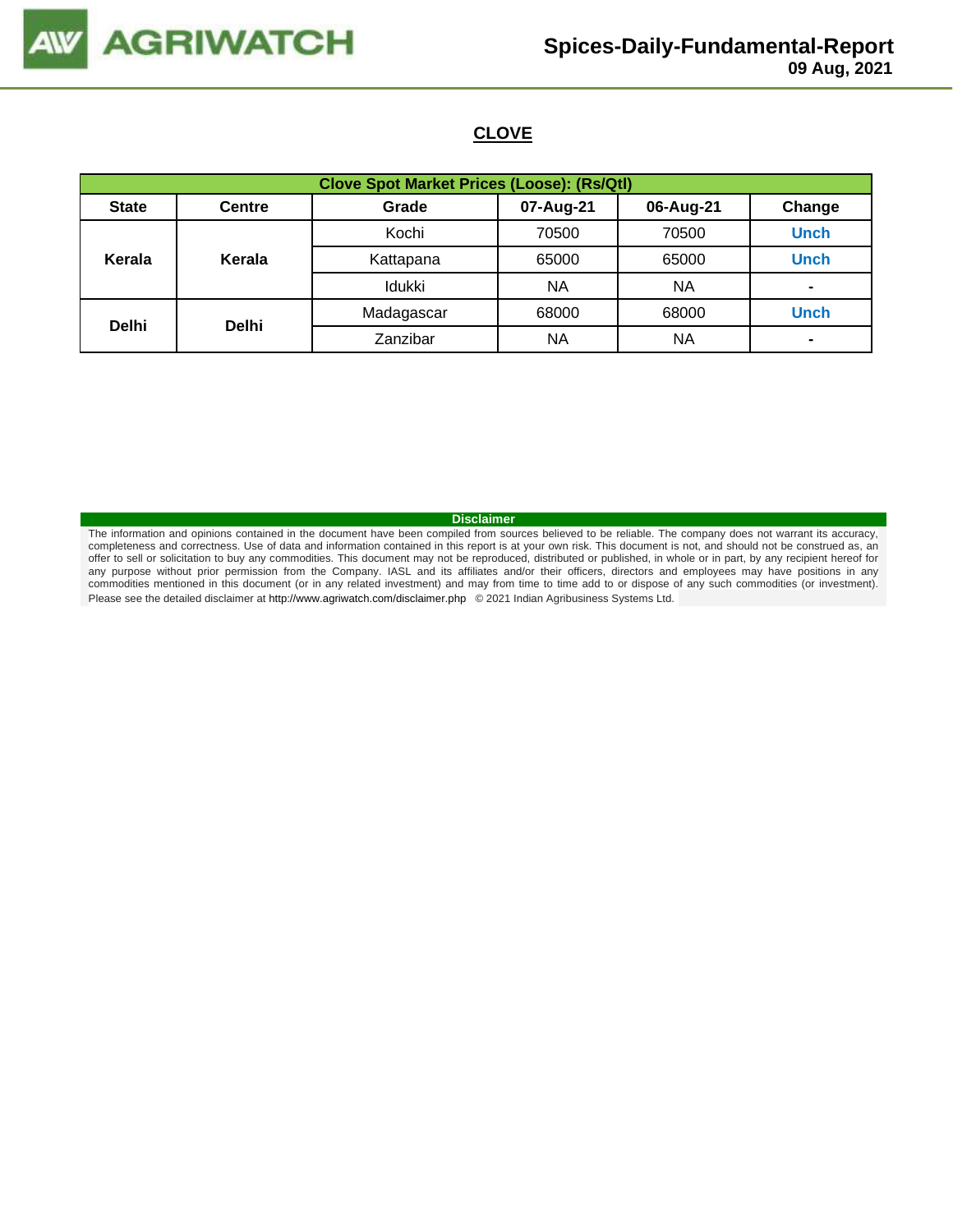## CLOVE

| Clove Spot Market Prices (Loose): (Rs/Qtl) | | | | | |
|---|---|---|---|---|---|
| State | Centre | Grade | 07-Aug-21 | 06-Aug-21 | Change |
| Kerala | Kerala | Kochi | 70500 | 70500 | Unch |
| | | Kattapana | 65000 | 65000 | Unch |
| | | Idukki | NA | NA | - |
| Delhi | Delhi | Madagascar | 68000 | 68000 | Unch |
| | | Zanzibar | NA | NA | - |

**Disclaimer**

The information and opinions contained in the document have been compiled from sources believed to be reliable. The company does not warrant its accuracy, completeness and correctness. Use of data and information contained in this report is at your own risk. This document is not, and should not be construed as, an offer to sell or solicitation to buy any commodities. This document may not be reproduced, distributed or published, in whole or in part, by any recipient hereof for any purpose without prior permission from the Company. IASL and its affiliates and/or their officers, directors and employees may have positions in any commodities mentioned in this document (or in any related investment) and may from time to time add to or dispose of any such commodities (or investment). Please see the detailed disclaimer at http://www.agriwatch.com/disclaimer.php © 2021 Indian Agribusiness Systems Ltd.